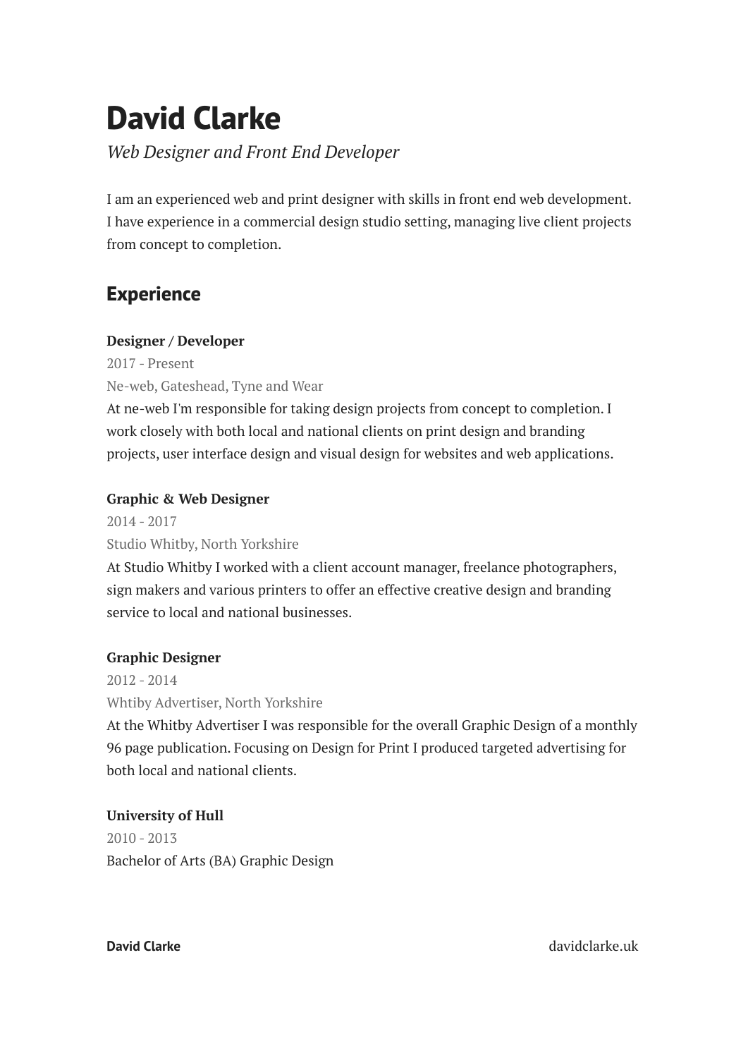# David Clarke

*Web Designer and Front End Developer*

I am an experienced web and print designer with skills in front end web development. I have experience in a commercial design studio setting, managing live client projects from concept to completion.

## Experience

**Designer / Developer**
2017 - Present
Ne-web, Gateshead, Tyne and Wear
At ne-web I'm responsible for taking design projects from concept to completion. I work closely with both local and national clients on print design and branding projects, user interface design and visual design for websites and web applications.

**Graphic & Web Designer**
2014 - 2017
Studio Whitby, North Yorkshire
At Studio Whitby I worked with a client account manager, freelance photographers, sign makers and various printers to offer an effective creative design and branding service to local and national businesses.

**Graphic Designer**
2012 - 2014
Whtiby Advertiser, North Yorkshire
At the Whitby Advertiser I was responsible for the overall Graphic Design of a monthly 96 page publication. Focusing on Design for Print I produced targeted advertising for both local and national clients.

**University of Hull**
2010 - 2013
Bachelor of Arts (BA) Graphic Design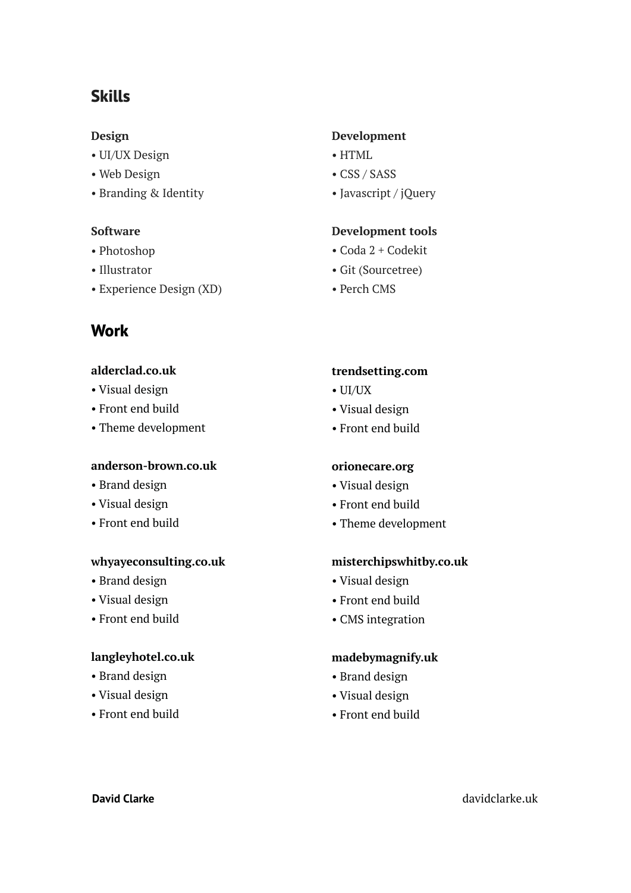## Skills

**Design**
- UI/UX Design
- Web Design
- Branding & Identity

**Software**
- Photoshop
- Illustrator
- Experience Design (XD)

**Development**
- HTML
- CSS / SASS
- Javascript / jQuery

**Development tools**
- Coda 2 + Codekit
- Git (Sourcetree)
- Perch CMS

## Work

**alderclad.co.uk**
- Visual design
- Front end build
- Theme development

**anderson-brown.co.uk**
- Brand design
- Visual design
- Front end build

**whyayeconsulting.co.uk**
- Brand design
- Visual design
- Front end build

**langleyhotel.co.uk**
- Brand design
- Visual design
- Front end build

**trendsetting.com**
- UI/UX
- Visual design
- Front end build

**orionecare.org**
- Visual design
- Front end build
- Theme development

**misterchipswhitby.co.uk**
- Visual design
- Front end build
- CMS integration

**madebymagnify.uk**
- Brand design
- Visual design
- Front end build